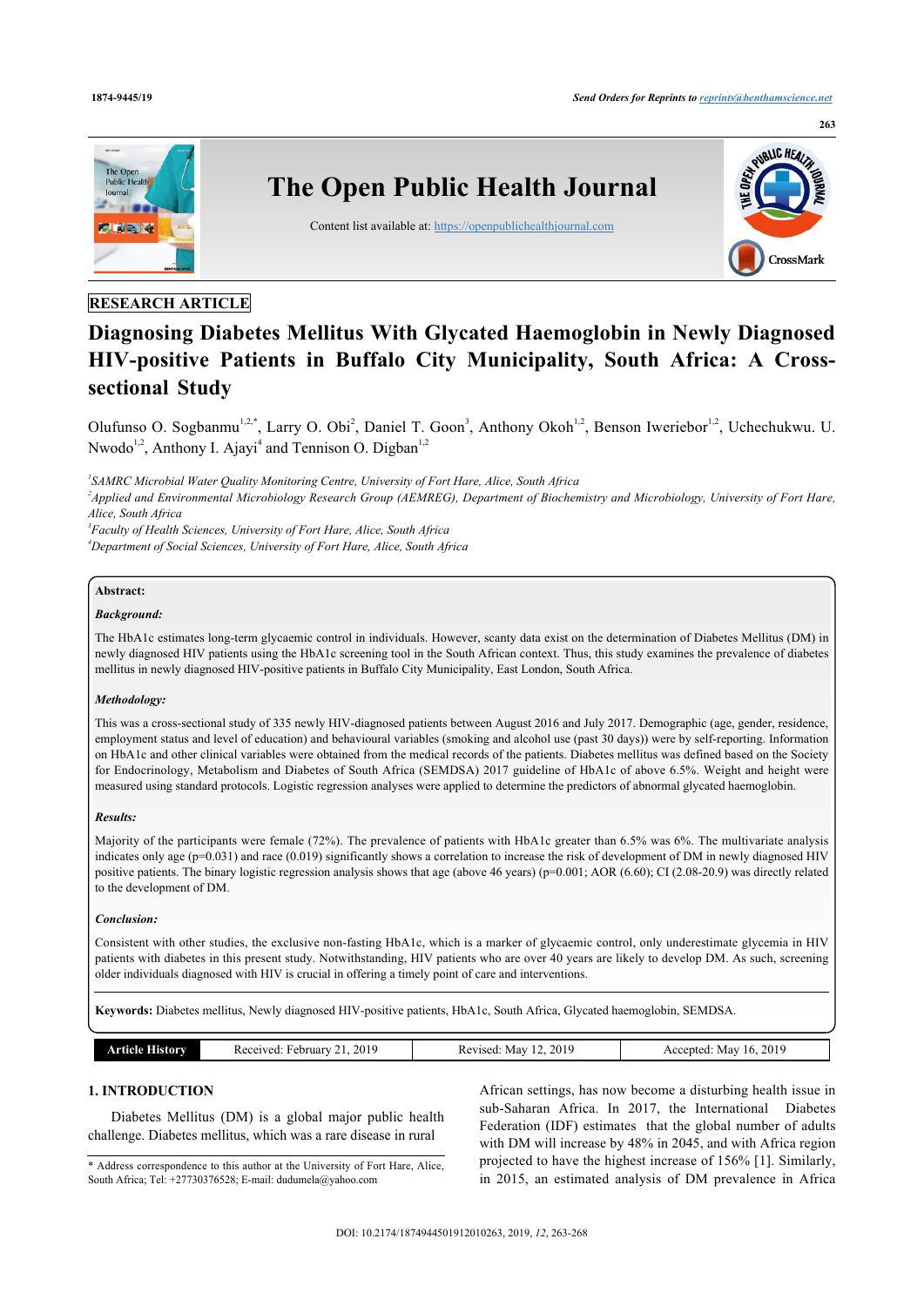RESEARCH ARTICLE

# Diagnosing Diabetes Mellitus With Glycated Haemoglobin in Newly Diagnosed HIV-positive Patients in Buffalo City Municipality, South Africa: A Cross-sectional Study

Olufunso O. Sogbanmu[1,2,*], Larry O. Obi[2], Daniel T. Goon[3], Anthony Okoh[1,2], Benson Iweriebor[1,2], Uchechukwu. U. Nwodo[1,2], Anthony I. Ajayi[4] and Tennison O. Digban[1,2]

[1]*SAMRC Microbial Water Quality Monitoring Centre, University of Fort Hare, Alice, South Africa*
[2]*Applied and Environmental Microbiology Research Group (AEMREG), Department of Biochemistry and Microbiology, University of Fort Hare, Alice, South Africa*
[3]*Faculty of Health Sciences, University of Fort Hare, Alice, South Africa*
[4]*Department of Social Sciences, University of Fort Hare, Alice, South Africa*

**Abstract:**

***Background:***

The HbA1c estimates long-term glycaemic control in individuals. However, scanty data exist on the determination of Diabetes Mellitus (DM) in newly diagnosed HIV patients using the HbA1c screening tool in the South African context. Thus, this study examines the prevalence of diabetes mellitus in newly diagnosed HIV-positive patients in Buffalo City Municipality, East London, South Africa.

***Methodology:***

This was a cross-sectional study of 335 newly HIV-diagnosed patients between August 2016 and July 2017. Demographic (age, gender, residence, employment status and level of education) and behavioural variables (smoking and alcohol use (past 30 days)) were by self-reporting. Information on HbA1c and other clinical variables were obtained from the medical records of the patients. Diabetes mellitus was defined based on the Society for Endocrinology, Metabolism and Diabetes of South Africa (SEMDSA) 2017 guideline of HbA1c of above 6.5%. Weight and height were measured using standard protocols. Logistic regression analyses were applied to determine the predictors of abnormal glycated haemoglobin.

***Results:***

Majority of the participants were female (72%). The prevalence of patients with HbA1c greater than 6.5% was 6%. The multivariate analysis indicates only age ($p=0.031$) and race (0.019) significantly shows a correlation to increase the risk of development of DM in newly diagnosed HIV positive patients. The binary logistic regression analysis shows that age (above 46 years) ($p=0.001$; AOR (6.60); CI (2.08-20.9) was directly related to the development of DM.

***Conclusion:***

Consistent with other studies, the exclusive non-fasting HbA1c, which is a marker of glycaemic control, only underestimate glycemia in HIV patients with diabetes in this present study. Notwithstanding, HIV patients who are over 40 years are likely to develop DM. As such, screening older individuals diagnosed with HIV is crucial in offering a timely point of care and interventions.

**Keywords:** Diabetes mellitus, Newly diagnosed HIV-positive patients, HbA1c, South Africa, Glycated haemoglobin, SEMDSA.

| Article History | Received: February 21, 2019 | Revised: May 12, 2019 | Accepted: May 16, 2019 |
|---|---|---|---|

## 1. INTRODUCTION

Diabetes Mellitus (DM) is a global major public health challenge. Diabetes mellitus, which was a rare disease in rural African settings, has now become a disturbing health issue in sub-Saharan Africa. In 2017, the International Diabetes Federation (IDF) estimates that the global number of adults with DM will increase by 48% in 2045, and with Africa region projected to have the highest increase of 156% [1]. Similarly, in 2015, an estimated analysis of DM prevalence in Africa

\* Address correspondence to this author at the University of Fort Hare, Alice, South Africa; Tel: +27730376528; E-mail: dudumela@yahoo.com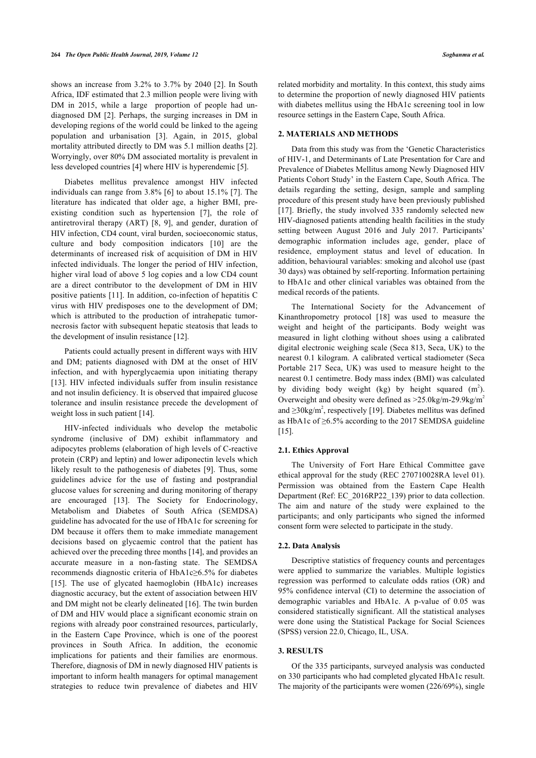shows an increase from 3.2% to 3.7% by 2040 [2]. In South Africa, IDF estimated that 2.3 million people were living with DM in 2015, while a large proportion of people had undiagnosed DM [2]. Perhaps, the surging increases in DM in developing regions of the world could be linked to the ageing population and urbanisation [3]. Again, in 2015, global mortality attributed directly to DM was 5.1 million deaths [2]. Worryingly, over 80% DM associated mortality is prevalent in less developed countries [4] where HIV is hyperendemic [5].

Diabetes mellitus prevalence amongst HIV infected individuals can range from 3.8% [6] to about 15.1% [7]. The literature has indicated that older age, a higher BMI, pre-existing condition such as hypertension [7], the role of antiretroviral therapy (ART) [8, 9], and gender, duration of HIV infection, CD4 count, viral burden, socioeconomic status, culture and body composition indicators [10] are the determinants of increased risk of acquisition of DM in HIV infected individuals. The longer the period of HIV infection, higher viral load of above 5 log copies and a low CD4 count are a direct contributor to the development of DM in HIV positive patients [11]. In addition, co-infection of hepatitis C virus with HIV predisposes one to the development of DM; which is attributed to the production of intrahepatic tumor-necrosis factor with subsequent hepatic steatosis that leads to the development of insulin resistance [12].

Patients could actually present in different ways with HIV and DM; patients diagnosed with DM at the onset of HIV infection, and with hyperglycaemia upon initiating therapy [13]. HIV infected individuals suffer from insulin resistance and not insulin deficiency. It is observed that impaired glucose tolerance and insulin resistance precede the development of weight loss in such patient [14].

HIV-infected individuals who develop the metabolic syndrome (inclusive of DM) exhibit inflammatory and adipocytes problems (elaboration of high levels of C-reactive protein (CRP) and leptin) and lower adiponectin levels which likely result to the pathogenesis of diabetes [9]. Thus, some guidelines advice for the use of fasting and postprandial glucose values for screening and during monitoring of therapy are encouraged [13]. The Society for Endocrinology, Metabolism and Diabetes of South Africa (SEMDSA) guideline has advocated for the use of HbA1c for screening for DM because it offers them to make immediate management decisions based on glycaemic control that the patient has achieved over the preceding three months [14], and provides an accurate measure in a non-fasting state. The SEMDSA recommends diagnostic criteria of HbA1c≥6.5% for diabetes [15]. The use of glycated haemoglobin (HbA1c) increases diagnostic accuracy, but the extent of association between HIV and DM might not be clearly delineated [16]. The twin burden of DM and HIV would place a significant economic strain on regions with already poor constrained resources, particularly, in the Eastern Cape Province, which is one of the poorest provinces in South Africa. In addition, the economic implications for patients and their families are enormous. Therefore, diagnosis of DM in newly diagnosed HIV patients is important to inform health managers for optimal management strategies to reduce twin prevalence of diabetes and HIV related morbidity and mortality. In this context, this study aims to determine the proportion of newly diagnosed HIV patients with diabetes mellitus using the HbA1c screening tool in low resource settings in the Eastern Cape, South Africa.

## 2. MATERIALS AND METHODS

Data from this study was from the 'Genetic Characteristics of HIV-1, and Determinants of Late Presentation for Care and Prevalence of Diabetes Mellitus among Newly Diagnosed HIV Patients Cohort Study' in the Eastern Cape, South Africa. The details regarding the setting, design, sample and sampling procedure of this present study have been previously published [17]. Briefly, the study involved 335 randomly selected new HIV-diagnosed patients attending health facilities in the study setting between August 2016 and July 2017. Participants' demographic information includes age, gender, place of residence, employment status and level of education. In addition, behavioural variables: smoking and alcohol use (past 30 days) was obtained by self-reporting. Information pertaining to HbA1c and other clinical variables was obtained from the medical records of the patients.

The International Society for the Advancement of Kinanthropometry protocol [18] was used to measure the weight and height of the participants. Body weight was measured in light clothing without shoes using a calibrated digital electronic weighing scale (Seca 813, Seca, UK) to the nearest 0.1 kilogram. A calibrated vertical stadiometer (Seca Portable 217 Seca, UK) was used to measure height to the nearest 0.1 centimetre. Body mass index (BMI) was calculated by dividing body weight (kg) by height squared ($m^2$). Overweight and obesity were defined as >25.0kg/m-29.9kg/$m^2$ and ≥30kg/$m^2$, respectively [19]. Diabetes mellitus was defined as HbA1c of ≥6.5% according to the 2017 SEMDSA guideline [15].

### 2.1. Ethics Approval

The University of Fort Hare Ethical Committee gave ethical approval for the study (REC 270710028RA level 01). Permission was obtained from the Eastern Cape Health Department (Ref: EC_2016RP22_139) prior to data collection. The aim and nature of the study were explained to the participants; and only participants who signed the informed consent form were selected to participate in the study.

### 2.2. Data Analysis

Descriptive statistics of frequency counts and percentages were applied to summarize the variables. Multiple logistics regression was performed to calculate odds ratios (OR) and 95% confidence interval (CI) to determine the association of demographic variables and HbA1c. A p-value of 0.05 was considered statistically significant. All the statistical analyses were done using the Statistical Package for Social Sciences (SPSS) version 22.0, Chicago, IL, USA.

## 3. RESULTS

Of the 335 participants, surveyed analysis was conducted on 330 participants who had completed glycated HbA1c result. The majority of the participants were women (226/69%), single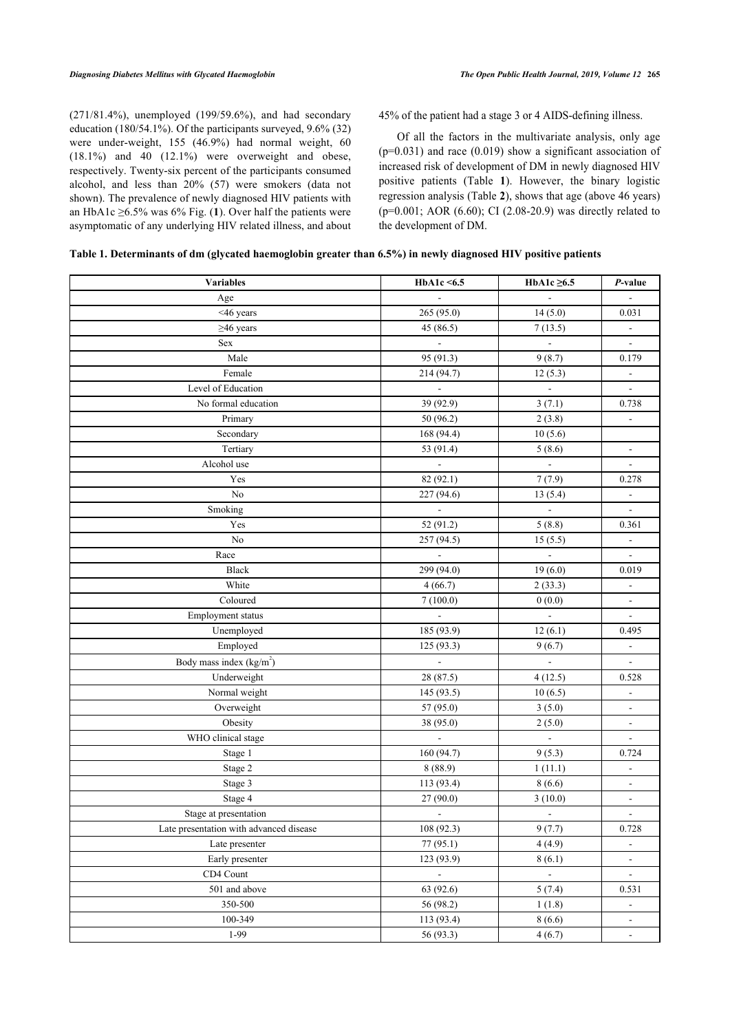(271/81.4%), unemployed (199/59.6%), and had secondary education (180/54.1%). Of the participants surveyed, 9.6% (32) were under-weight, 155 (46.9%) had normal weight, 60 (18.1%) and 40 (12.1%) were overweight and obese, respectively. Twenty-six percent of the participants consumed alcohol, and less than 20% (57) were smokers (data not shown). The prevalence of newly diagnosed HIV patients with an HbA1c ≥6.5% was 6% Fig. (**1**). Over half the patients were asymptomatic of any underlying HIV related illness, and about 45% of the patient had a stage 3 or 4 AIDS-defining illness.

Of all the factors in the multivariate analysis, only age (p=0.031) and race (0.019) show a significant association of increased risk of development of DM in newly diagnosed HIV positive patients (Table **1**). However, the binary logistic regression analysis (Table **2**), shows that age (above 46 years) (p=0.001; AOR (6.60); CI (2.08-20.9) was directly related to the development of DM.

**Table 1. Determinants of dm (glycated haemoglobin greater than 6.5%) in newly diagnosed HIV positive patients**

| Variables | HbA1c <6.5 | HbA1c ≥6.5 | *P*-value |
|---|---|---|---|
| Age | - | - | - |
| <46 years | 265 (95.0) | 14 (5.0) | 0.031 |
| ≥46 years | 45 (86.5) | 7 (13.5) | - |
| Sex | - | - | - |
| Male | 95 (91.3) | 9 (8.7) | 0.179 |
| Female | 214 (94.7) | 12 (5.3) | - |
| Level of Education | - | - | - |
| No formal education | 39 (92.9) | 3 (7.1) | 0.738 |
| Primary | 50 (96.2) | 2 (3.8) | - |
| Secondary | 168 (94.4) | 10 (5.6) | |
| Tertiary | 53 (91.4) | 5 (8.6) | - |
| Alcohol use | - | - | - |
| Yes | 82 (92.1) | 7 (7.9) | 0.278 |
| No | 227 (94.6) | 13 (5.4) | - |
| Smoking | - | - | - |
| Yes | 52 (91.2) | 5 (8.8) | 0.361 |
| No | 257 (94.5) | 15 (5.5) | - |
| Race | - | - | - |
| Black | 299 (94.0) | 19 (6.0) | 0.019 |
| White | 4 (66.7) | 2 (33.3) | - |
| Coloured | 7 (100.0) | 0 (0.0) | - |
| Employment status | - | - | - |
| Unemployed | 185 (93.9) | 12 (6.1) | 0.495 |
| Employed | 125 (93.3) | 9 (6.7) | - |
| Body mass index (kg/m$^2$) | - | - | - |
| Underweight | 28 (87.5) | 4 (12.5) | 0.528 |
| Normal weight | 145 (93.5) | 10 (6.5) | - |
| Overweight | 57 (95.0) | 3 (5.0) | - |
| Obesity | 38 (95.0) | 2 (5.0) | - |
| WHO clinical stage | - | - | - |
| Stage 1 | 160 (94.7) | 9 (5.3) | 0.724 |
| Stage 2 | 8 (88.9) | 1 (11.1) | - |
| Stage 3 | 113 (93.4) | 8 (6.6) | - |
| Stage 4 | 27 (90.0) | 3 (10.0) | - |
| Stage at presentation | - | - | - |
| Late presentation with advanced disease | 108 (92.3) | 9 (7.7) | 0.728 |
| Late presenter | 77 (95.1) | 4 (4.9) | - |
| Early presenter | 123 (93.9) | 8 (6.1) | - |
| CD4 Count | - | - | - |
| 501 and above | 63 (92.6) | 5 (7.4) | 0.531 |
| 350-500 | 56 (98.2) | 1 (1.8) | - |
| 100-349 | 113 (93.4) | 8 (6.6) | - |
| 1-99 | 56 (93.3) | 4 (6.7) | - |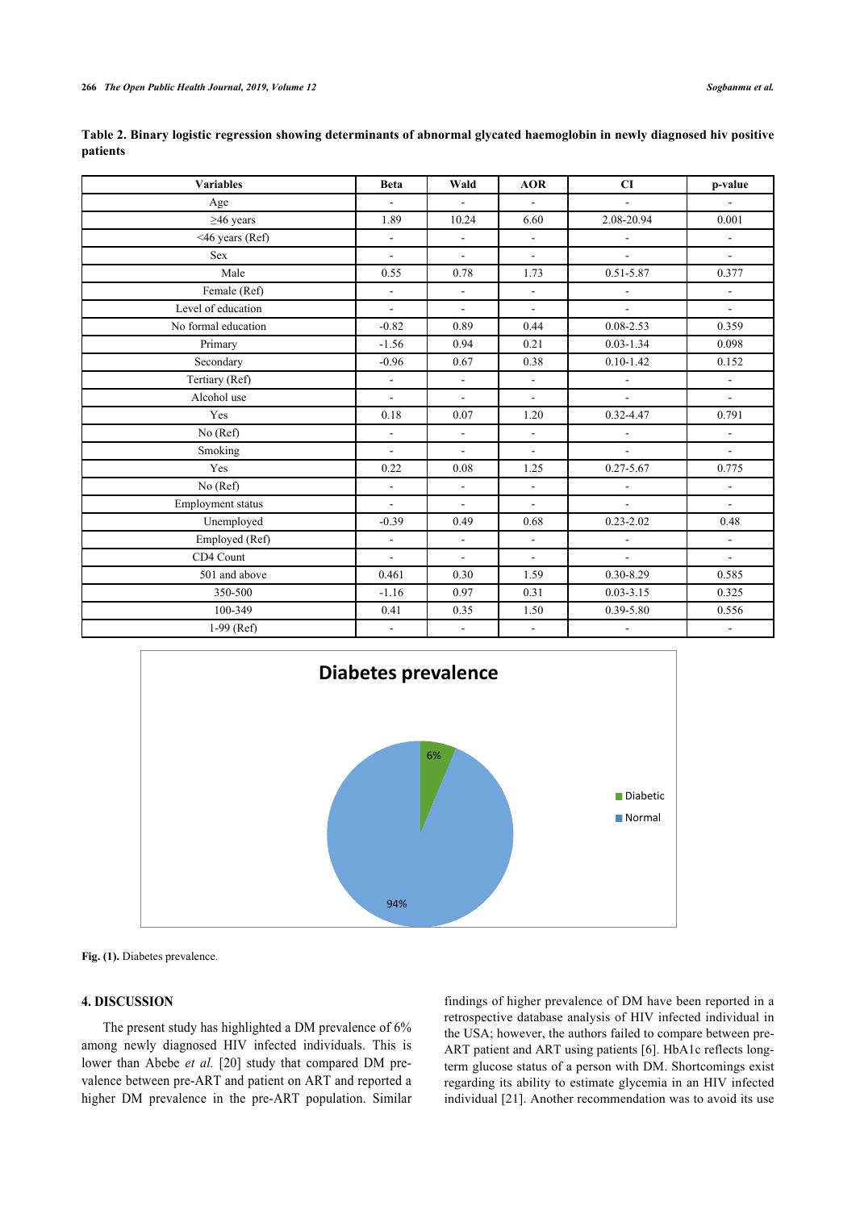**Table 2. Binary logistic regression showing determinants of abnormal glycated haemoglobin in newly diagnosed hiv positive patients**

| Variables | Beta | Wald | AOR | CI | p-value |
|---|---|---|---|---|---|
| Age | - | - | - | - | - |
| ≥46 years | 1.89 | 10.24 | 6.60 | 2.08-20.94 | 0.001 |
| <46 years (Ref) | - | - | - | - | - |
| Sex | - | - | - | - | - |
| Male | 0.55 | 0.78 | 1.73 | 0.51-5.87 | 0.377 |
| Female (Ref) | - | - | - | - | - |
| Level of education | - | - | - | - | - |
| No formal education | -0.82 | 0.89 | 0.44 | 0.08-2.53 | 0.359 |
| Primary | -1.56 | 0.94 | 0.21 | 0.03-1.34 | 0.098 |
| Secondary | -0.96 | 0.67 | 0.38 | 0.10-1.42 | 0.152 |
| Tertiary (Ref) | - | - | - | - | - |
| Alcohol use | - | - | - | - | - |
| Yes | 0.18 | 0.07 | 1.20 | 0.32-4.47 | 0.791 |
| No (Ref) | - | - | - | - | - |
| Smoking | - | - | - | - | - |
| Yes | 0.22 | 0.08 | 1.25 | 0.27-5.67 | 0.775 |
| No (Ref) | - | - | - | - | - |
| Employment status | - | - | - | - | - |
| Unemployed | -0.39 | 0.49 | 0.68 | 0.23-2.02 | 0.48 |
| Employed (Ref) | - | - | - | - | - |
| CD4 Count | - | - | - | - | - |
| 501 and above | 0.461 | 0.30 | 1.59 | 0.30-8.29 | 0.585 |
| 350-500 | -1.16 | 0.97 | 0.31 | 0.03-3.15 | 0.325 |
| 100-349 | 0.41 | 0.35 | 1.50 | 0.39-5.80 | 0.556 |
| 1-99 (Ref) | - | - | - | - | - |

**Fig. (1).** Diabetes prevalence.

## 4. DISCUSSION

The present study has highlighted a DM prevalence of 6% among newly diagnosed HIV infected individuals. This is lower than Abebe *et al.* [20] study that compared DM prevalence between pre-ART and patient on ART and reported a higher DM prevalence in the pre-ART population. Similar findings of higher prevalence of DM have been reported in a retrospective database analysis of HIV infected individual in the USA; however, the authors failed to compare between pre-ART patient and ART using patients [6]. HbA1c reflects long-term glucose status of a person with DM. Shortcomings exist regarding its ability to estimate glycemia in an HIV infected individual [21]. Another recommendation was to avoid its use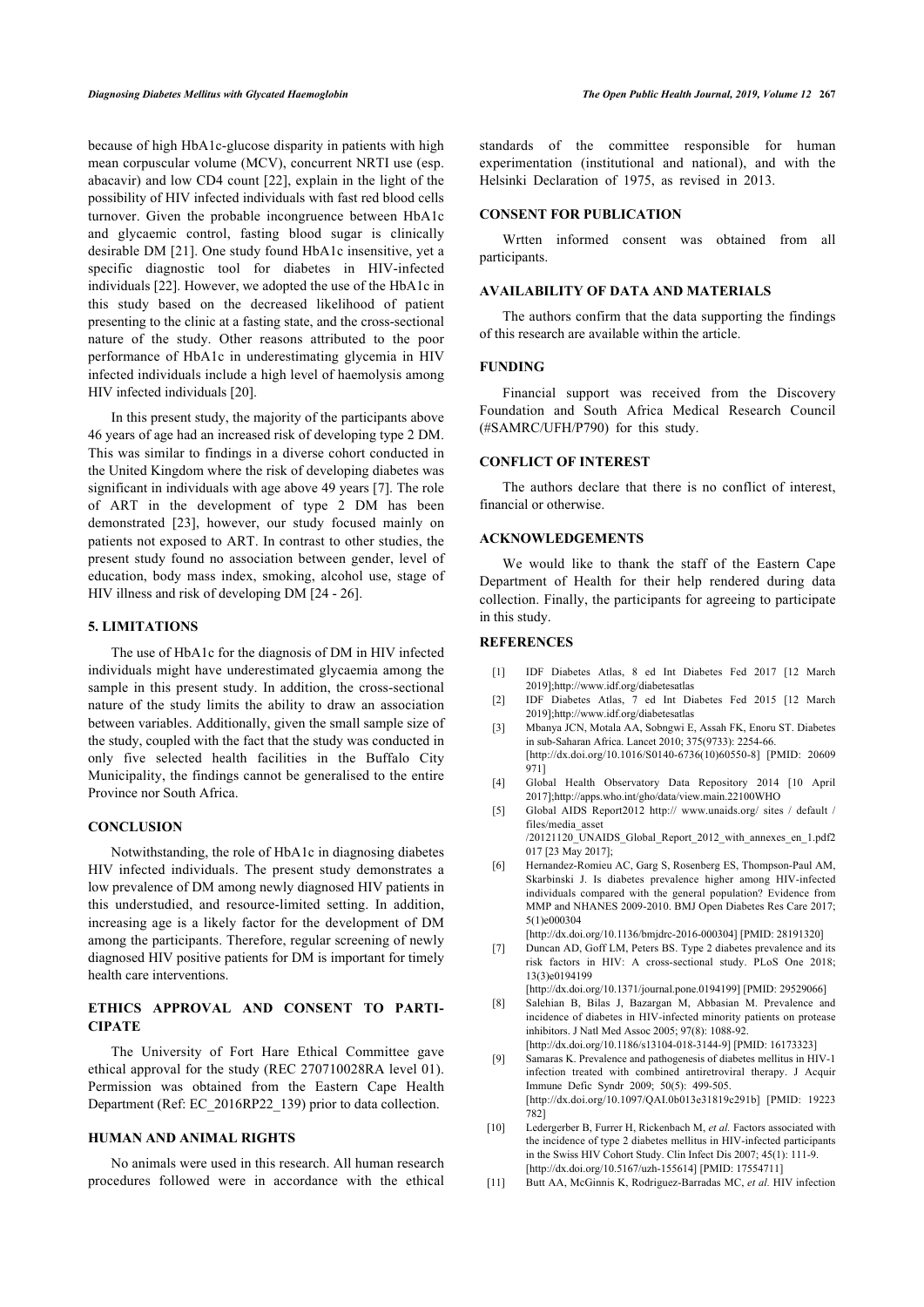because of high HbA1c-glucose disparity in patients with high mean corpuscular volume (MCV), concurrent NRTI use (esp. abacavir) and low CD4 count [22], explain in the light of the possibility of HIV infected individuals with fast red blood cells turnover. Given the probable incongruence between HbA1c and glycaemic control, fasting blood sugar is clinically desirable DM [21]. One study found HbA1c insensitive, yet a specific diagnostic tool for diabetes in HIV-infected individuals [22]. However, we adopted the use of the HbA1c in this study based on the decreased likelihood of patient presenting to the clinic at a fasting state, and the cross-sectional nature of the study. Other reasons attributed to the poor performance of HbA1c in underestimating glycemia in HIV infected individuals include a high level of haemolysis among HIV infected individuals [20].

In this present study, the majority of the participants above 46 years of age had an increased risk of developing type 2 DM. This was similar to findings in a diverse cohort conducted in the United Kingdom where the risk of developing diabetes was significant in individuals with age above 49 years [7]. The role of ART in the development of type 2 DM has been demonstrated [23], however, our study focused mainly on patients not exposed to ART. In contrast to other studies, the present study found no association between gender, level of education, body mass index, smoking, alcohol use, stage of HIV illness and risk of developing DM [24 - 26].

## 5. LIMITATIONS

The use of HbA1c for the diagnosis of DM in HIV infected individuals might have underestimated glycaemia among the sample in this present study. In addition, the cross-sectional nature of the study limits the ability to draw an association between variables. Additionally, given the small sample size of the study, coupled with the fact that the study was conducted in only five selected health facilities in the Buffalo City Municipality, the findings cannot be generalised to the entire Province nor South Africa.

## CONCLUSION

Notwithstanding, the role of HbA1c in diagnosing diabetes HIV infected individuals. The present study demonstrates a low prevalence of DM among newly diagnosed HIV patients in this understudied, and resource-limited setting. In addition, increasing age is a likely factor for the development of DM among the participants. Therefore, regular screening of newly diagnosed HIV positive patients for DM is important for timely health care interventions.

## ETHICS APPROVAL AND CONSENT TO PARTICIPATE

The University of Fort Hare Ethical Committee gave ethical approval for the study (REC 270710028RA level 01). Permission was obtained from the Eastern Cape Health Department (Ref: EC_2016RP22_139) prior to data collection.

## HUMAN AND ANIMAL RIGHTS

No animals were used in this research. All human research procedures followed were in accordance with the ethical standards of the committee responsible for human experimentation (institutional and national), and with the Helsinki Declaration of 1975, as revised in 2013.

## CONSENT FOR PUBLICATION

Wrtten informed consent was obtained from all participants.

## AVAILABILITY OF DATA AND MATERIALS

The authors confirm that the data supporting the findings of this research are available within the article.

## FUNDING

Financial support was received from the Discovery Foundation and South Africa Medical Research Council (#SAMRC/UFH/P790) for this study.

## CONFLICT OF INTEREST

The authors declare that there is no conflict of interest, financial or otherwise.

## ACKNOWLEDGEMENTS

We would like to thank the staff of the Eastern Cape Department of Health for their help rendered during data collection. Finally, the participants for agreeing to participate in this study.

## REFERENCES

[1] IDF Diabetes Atlas, 8 ed Int Diabetes Fed 2017 [12 March 2019];http://www.idf.org/diabetesatlas

[2] IDF Diabetes Atlas, 7 ed Int Diabetes Fed 2015 [12 March 2019];http://www.idf.org/diabetesatlas

[3] Mbanya JCN, Motala AA, Sobngwi E, Assah FK, Enoru ST. Diabetes in sub-Saharan Africa. Lancet 2010; 375(9733): 2254-66. [http://dx.doi.org/10.1016/S0140-6736(10)60550-8] [PMID: 20609971]

[4] Global Health Observatory Data Repository 2014 [10 April 2017];http://apps.who.int/gho/data/view.main.22100WHO

[5] Global AIDS Report2012 http:// www.unaids.org/ sites / default / files/media_asset /20121120_UNAIDS_Global_Report_2012_with_annexes_en_1.pdf2017 [23 May 2017];

[6] Hernandez-Romieu AC, Garg S, Rosenberg ES, Thompson-Paul AM, Skarbinski J. Is diabetes prevalence higher among HIV-infected individuals compared with the general population? Evidence from MMP and NHANES 2009-2010. BMJ Open Diabetes Res Care 2017; 5(1)e000304 [http://dx.doi.org/10.1136/bmjdrc-2016-000304] [PMID: 28191320]

[7] Duncan AD, Goff LM, Peters BS. Type 2 diabetes prevalence and its risk factors in HIV: A cross-sectional study. PLoS One 2018; 13(3)e0194199 [http://dx.doi.org/10.1371/journal.pone.0194199] [PMID: 29529066]

[8] Salehian B, Bilas J, Bazargan M, Abbasian M. Prevalence and incidence of diabetes in HIV-infected minority patients on protease inhibitors. J Natl Med Assoc 2005; 97(8): 1088-92. [http://dx.doi.org/10.1186/s13104-018-3144-9] [PMID: 16173323]

[9] Samaras K. Prevalence and pathogenesis of diabetes mellitus in HIV-1 infection treated with combined antiretroviral therapy. J Acquir Immune Defic Syndr 2009; 50(5): 499-505. [http://dx.doi.org/10.1097/QAI.0b013e31819c291b] [PMID: 19223782]

[10] Ledergerber B, Furrer H, Rickenbach M, *et al.* Factors associated with the incidence of type 2 diabetes mellitus in HIV-infected participants in the Swiss HIV Cohort Study. Clin Infect Dis 2007; 45(1): 111-9. [http://dx.doi.org/10.5167/uzh-155614] [PMID: 17554711]

[11] Butt AA, McGinnis K, Rodriguez-Barradas MC, *et al.* HIV infection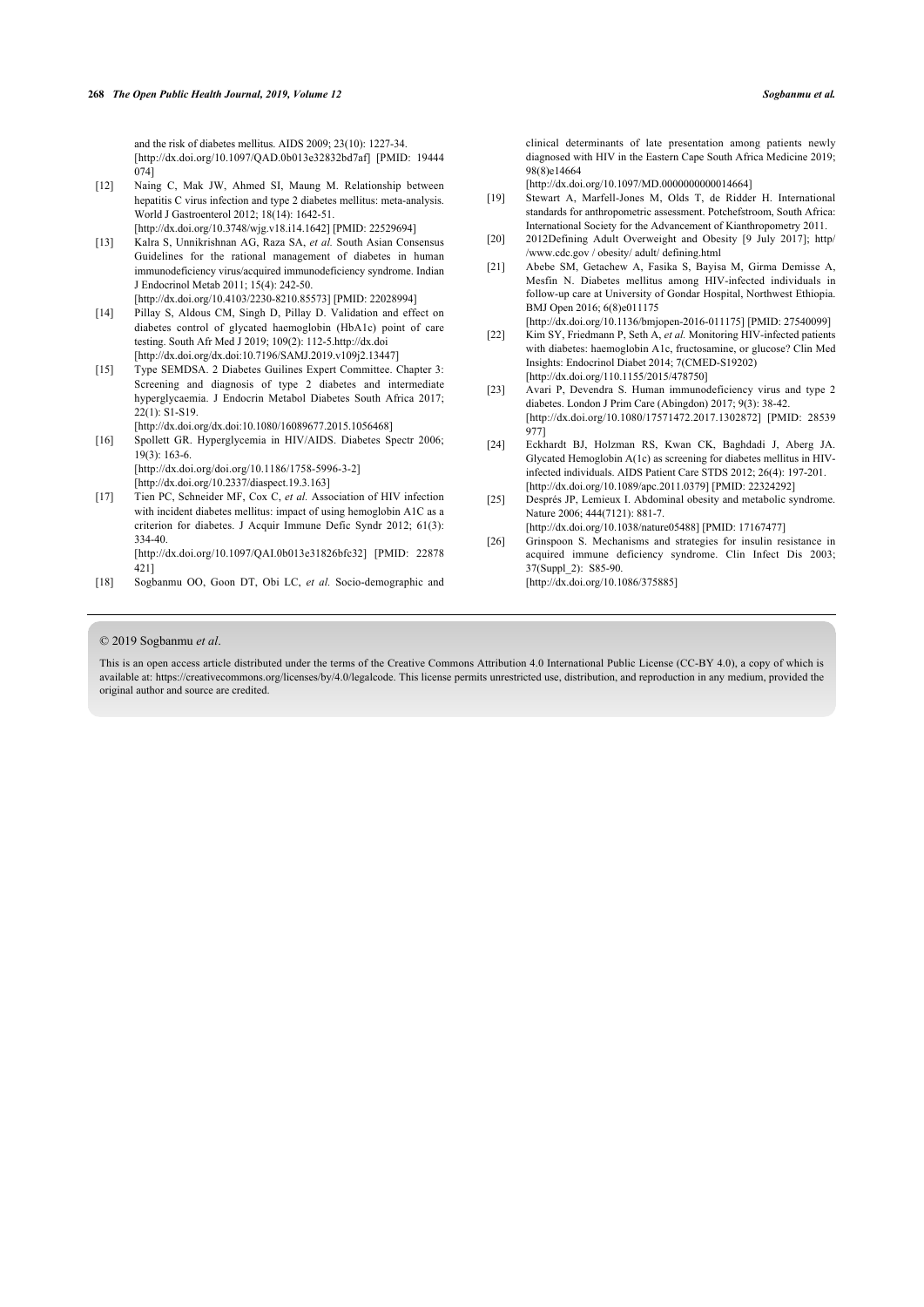and the risk of diabetes mellitus. AIDS 2009; 23(10): 1227-34. [http://dx.doi.org/10.1097/QAD.0b013e32832bd7af] [PMID: 19444074]

[12] Naing C, Mak JW, Ahmed SI, Maung M. Relationship between hepatitis C virus infection and type 2 diabetes mellitus: meta-analysis. World J Gastroenterol 2012; 18(14): 1642-51. [http://dx.doi.org/10.3748/wjg.v18.i14.1642] [PMID: 22529694]

[13] Kalra S, Unnikrishnan AG, Raza SA, *et al.* South Asian Consensus Guidelines for the rational management of diabetes in human immunodeficiency virus/acquired immunodeficiency syndrome. Indian J Endocrinol Metab 2011; 15(4): 242-50. [http://dx.doi.org/10.4103/2230-8210.85573] [PMID: 22028994]

[14] Pillay S, Aldous CM, Singh D, Pillay D. Validation and effect on diabetes control of glycated haemoglobin (HbA1c) point of care testing. South Afr Med J 2019; 109(2): 112-5.http://dx.doi [http://dx.doi.org/dx.doi:10.7196/SAMJ.2019.v109j2.13447]

[15] Type SEMDSA. 2 Diabetes Guilines Expert Committee. Chapter 3: Screening and diagnosis of type 2 diabetes and intermediate hyperglycaemia. J Endocrin Metabol Diabetes South Africa 2017; 22(1): S1-S19. [http://dx.doi.org/dx.doi:10.1080/16089677.2015.1056468]

[16] Spollett GR. Hyperglycemia in HIV/AIDS. Diabetes Spectr 2006; 19(3): 163-6. [http://dx.doi.org/doi.org/10.1186/1758-5996-3-2] [http://dx.doi.org/10.2337/diaspect.19.3.163]

[17] Tien PC, Schneider MF, Cox C, *et al.* Association of HIV infection with incident diabetes mellitus: impact of using hemoglobin A1C as a criterion for diabetes. J Acquir Immune Defic Syndr 2012; 61(3): 334-40. [http://dx.doi.org/10.1097/QAI.0b013e31826bfc32] [PMID: 22878421]

[18] Sogbanmu OO, Goon DT, Obi LC, *et al.* Socio-demographic and clinical determinants of late presentation among patients newly diagnosed with HIV in the Eastern Cape South Africa Medicine 2019; 98(8)e14664 [http://dx.doi.org/10.1097/MD.0000000000014664]

[19] Stewart A, Marfell-Jones M, Olds T, de Ridder H. International standards for anthropometric assessment. Potchefstroom, South Africa: International Society for the Advancement of Kianthropometry 2011.

[20] 2012Defining Adult Overweight and Obesity [9 July 2017]; http//www.cdc.gov / obesity/ adult/ defining.html

[21] Abebe SM, Getachew A, Fasika S, Bayisa M, Girma Demisse A, Mesfin N. Diabetes mellitus among HIV-infected individuals in follow-up care at University of Gondar Hospital, Northwest Ethiopia. BMJ Open 2016; 6(8)e011175 [http://dx.doi.org/10.1136/bmjopen-2016-011175] [PMID: 27540099]

[22] Kim SY, Friedmann P, Seth A, *et al.* Monitoring HIV-infected patients with diabetes: haemoglobin A1c, fructosamine, or glucose? Clin Med Insights: Endocrinol Diabet 2014; 7(CMED-S19202) [http://dx.doi.org/110.1155/2015/478750]

[23] Avari P, Devendra S. Human immunodeficiency virus and type 2 diabetes. London J Prim Care (Abingdon) 2017; 9(3): 38-42. [http://dx.doi.org/10.1080/17571472.2017.1302872] [PMID: 28539977]

[24] Eckhardt BJ, Holzman RS, Kwan CK, Baghdadi J, Aberg JA. Glycated Hemoglobin A(1c) as screening for diabetes mellitus in HIV-infected individuals. AIDS Patient Care STDS 2012; 26(4): 197-201. [http://dx.doi.org/10.1089/apc.2011.0379] [PMID: 22324292]

[25] Després JP, Lemieux I. Abdominal obesity and metabolic syndrome. Nature 2006; 444(7121): 881-7. [http://dx.doi.org/10.1038/nature05488] [PMID: 17167477]

[26] Grinspoon S. Mechanisms and strategies for insulin resistance in acquired immune deficiency syndrome. Clin Infect Dis 2003; 37(Suppl_2): S85-90. [http://dx.doi.org/10.1086/375885]

© 2019 Sogbanmu *et al*.

This is an open access article distributed under the terms of the Creative Commons Attribution 4.0 International Public License (CC-BY 4.0), a copy of which is available at: https://creativecommons.org/licenses/by/4.0/legalcode. This license permits unrestricted use, distribution, and reproduction in any medium, provided the original author and source are credited.